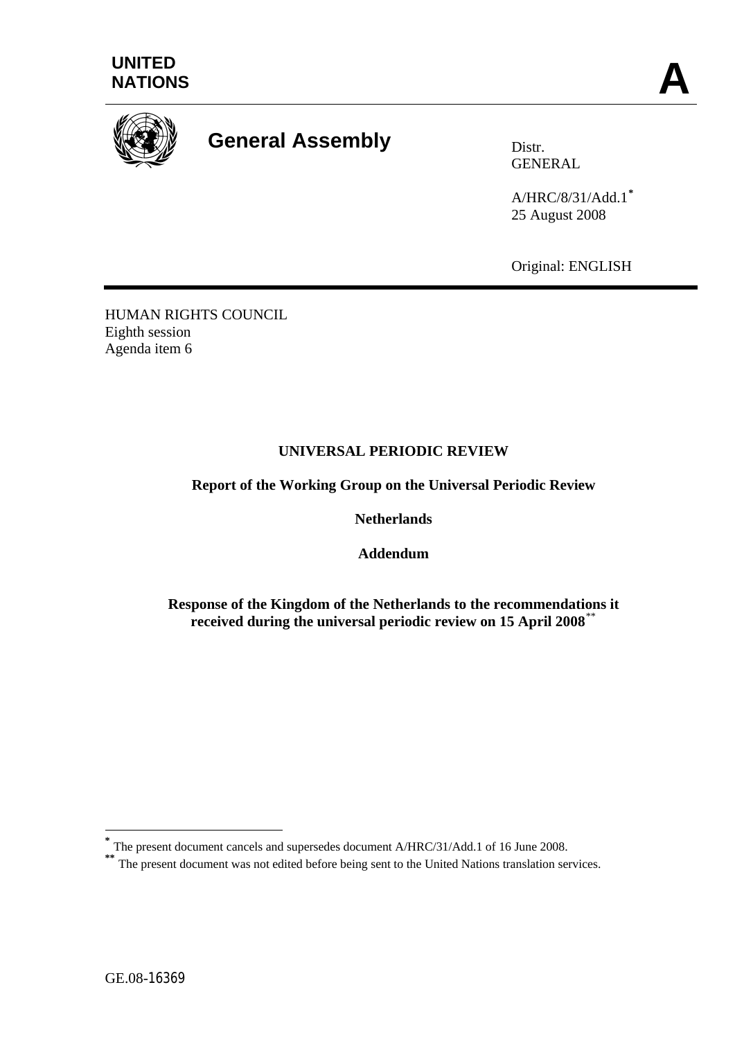**UNITED NATIONS** **A**

# General Assembly

Distr.
GENERAL

A/HRC/8/31/Add.1*
25 August 2008

Original: ENGLISH

HUMAN RIGHTS COUNCIL
Eighth session
Agenda item 6

## UNIVERSAL PERIODIC REVIEW

### Report of the Working Group on the Universal Periodic Review

### Netherlands

### Addendum

### Response of the Kingdom of the Netherlands to the recommendations it received during the universal periodic review on 15 April 2008**

---

* The present document cancels and supersedes document A/HRC/31/Add.1 of 16 June 2008.

** The present document was not edited before being sent to the United Nations translation services.

GE.08-16369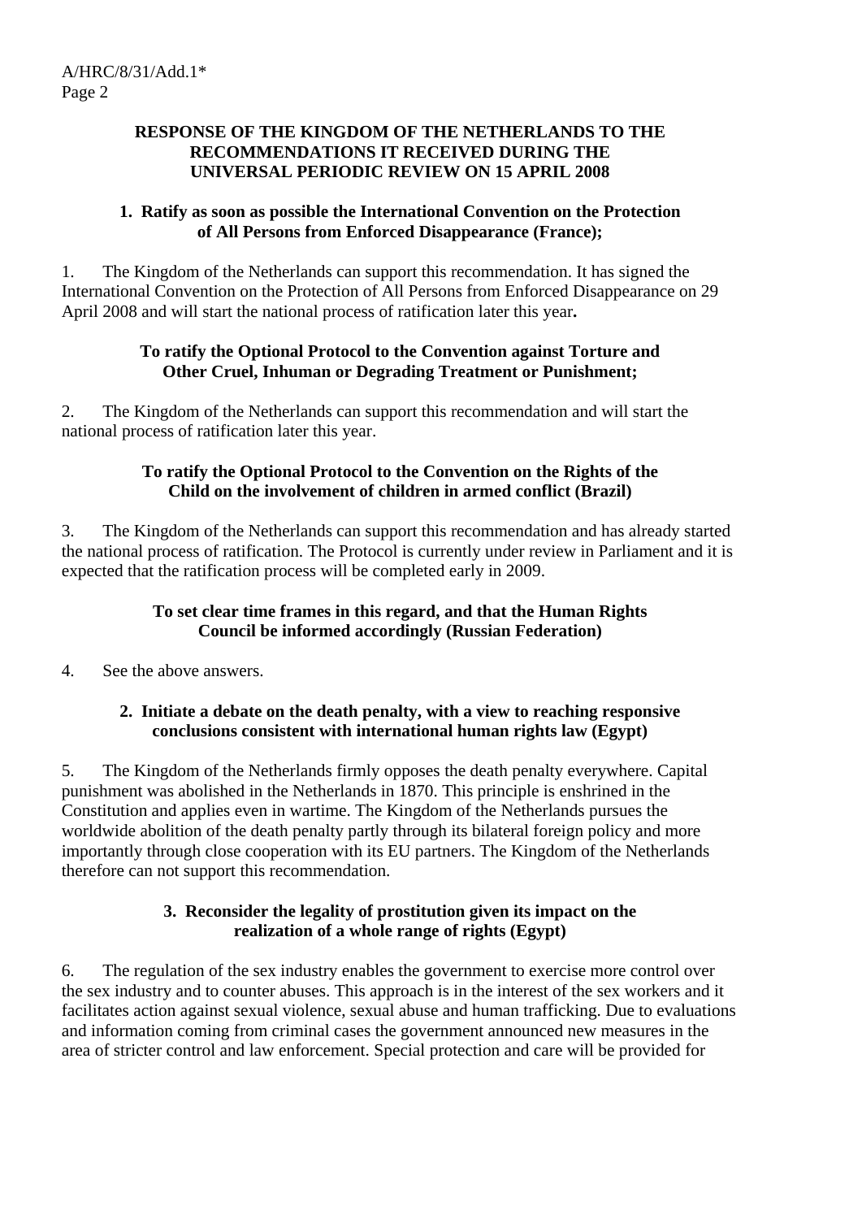**RESPONSE OF THE KINGDOM OF THE NETHERLANDS TO THE RECOMMENDATIONS IT RECEIVED DURING THE UNIVERSAL PERIODIC REVIEW ON 15 APRIL 2008**

**1. Ratify as soon as possible the International Convention on the Protection of All Persons from Enforced Disappearance (France);**

1. The Kingdom of the Netherlands can support this recommendation. It has signed the International Convention on the Protection of All Persons from Enforced Disappearance on 29 April 2008 and will start the national process of ratification later this year**.**

**To ratify the Optional Protocol to the Convention against Torture and Other Cruel, Inhuman or Degrading Treatment or Punishment;**

2. The Kingdom of the Netherlands can support this recommendation and will start the national process of ratification later this year.

**To ratify the Optional Protocol to the Convention on the Rights of the Child on the involvement of children in armed conflict (Brazil)**

3. The Kingdom of the Netherlands can support this recommendation and has already started the national process of ratification. The Protocol is currently under review in Parliament and it is expected that the ratification process will be completed early in 2009.

**To set clear time frames in this regard, and that the Human Rights Council be informed accordingly (Russian Federation)**

4. See the above answers.

**2. Initiate a debate on the death penalty, with a view to reaching responsive conclusions consistent with international human rights law (Egypt)**

5. The Kingdom of the Netherlands firmly opposes the death penalty everywhere. Capital punishment was abolished in the Netherlands in 1870. This principle is enshrined in the Constitution and applies even in wartime. The Kingdom of the Netherlands pursues the worldwide abolition of the death penalty partly through its bilateral foreign policy and more importantly through close cooperation with its EU partners. The Kingdom of the Netherlands therefore can not support this recommendation.

**3. Reconsider the legality of prostitution given its impact on the realization of a whole range of rights (Egypt)**

6. The regulation of the sex industry enables the government to exercise more control over the sex industry and to counter abuses. This approach is in the interest of the sex workers and it facilitates action against sexual violence, sexual abuse and human trafficking. Due to evaluations and information coming from criminal cases the government announced new measures in the area of stricter control and law enforcement. Special protection and care will be provided for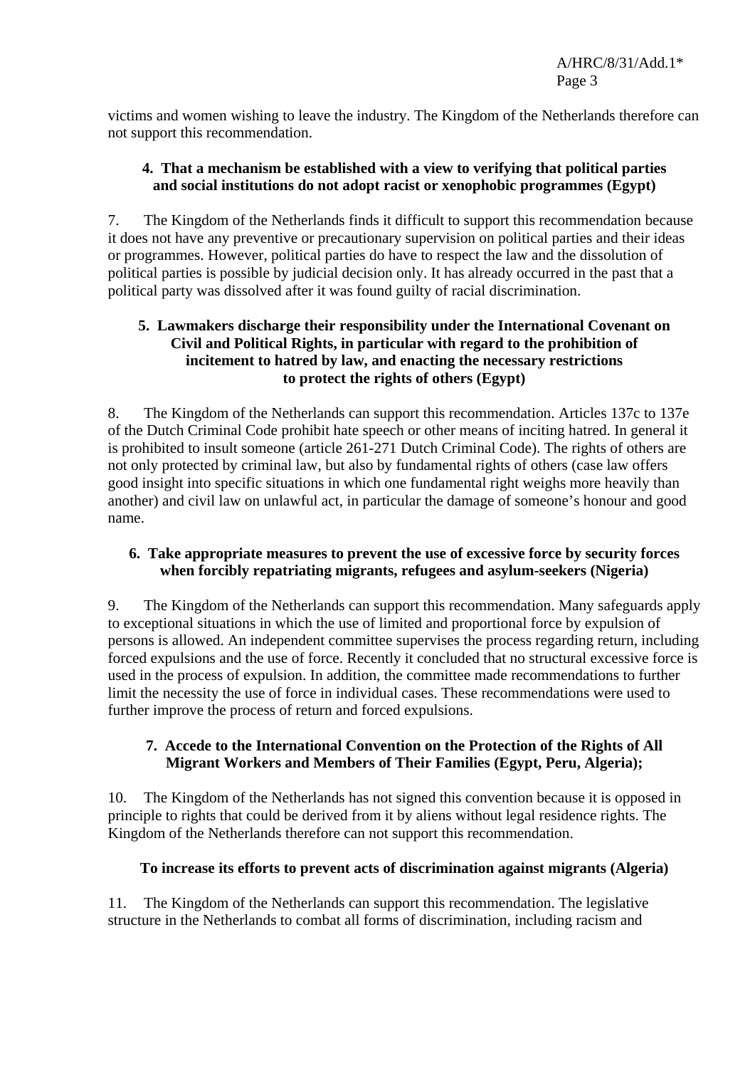victims and women wishing to leave the industry. The Kingdom of the Netherlands therefore can not support this recommendation.

### 4. That a mechanism be established with a view to verifying that political parties and social institutions do not adopt racist or xenophobic programmes (Egypt)

7. The Kingdom of the Netherlands finds it difficult to support this recommendation because it does not have any preventive or precautionary supervision on political parties and their ideas or programmes. However, political parties do have to respect the law and the dissolution of political parties is possible by judicial decision only. It has already occurred in the past that a political party was dissolved after it was found guilty of racial discrimination.

### 5. Lawmakers discharge their responsibility under the International Covenant on Civil and Political Rights, in particular with regard to the prohibition of incitement to hatred by law, and enacting the necessary restrictions to protect the rights of others (Egypt)

8. The Kingdom of the Netherlands can support this recommendation. Articles 137c to 137e of the Dutch Criminal Code prohibit hate speech or other means of inciting hatred. In general it is prohibited to insult someone (article 261-271 Dutch Criminal Code). The rights of others are not only protected by criminal law, but also by fundamental rights of others (case law offers good insight into specific situations in which one fundamental right weighs more heavily than another) and civil law on unlawful act, in particular the damage of someone's honour and good name.

### 6. Take appropriate measures to prevent the use of excessive force by security forces when forcibly repatriating migrants, refugees and asylum-seekers (Nigeria)

9. The Kingdom of the Netherlands can support this recommendation. Many safeguards apply to exceptional situations in which the use of limited and proportional force by expulsion of persons is allowed. An independent committee supervises the process regarding return, including forced expulsions and the use of force. Recently it concluded that no structural excessive force is used in the process of expulsion. In addition, the committee made recommendations to further limit the necessity the use of force in individual cases. These recommendations were used to further improve the process of return and forced expulsions.

### 7. Accede to the International Convention on the Protection of the Rights of All Migrant Workers and Members of Their Families (Egypt, Peru, Algeria);

10. The Kingdom of the Netherlands has not signed this convention because it is opposed in principle to rights that could be derived from it by aliens without legal residence rights. The Kingdom of the Netherlands therefore can not support this recommendation.

### To increase its efforts to prevent acts of discrimination against migrants (Algeria)

11. The Kingdom of the Netherlands can support this recommendation. The legislative structure in the Netherlands to combat all forms of discrimination, including racism and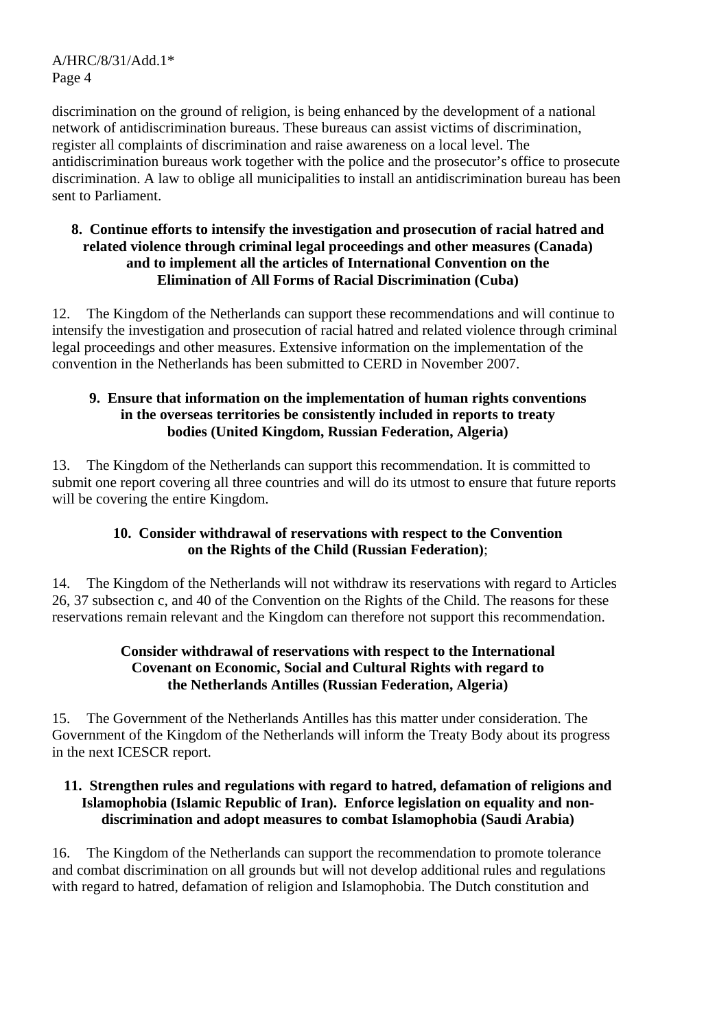discrimination on the ground of religion, is being enhanced by the development of a national network of antidiscrimination bureaus. These bureaus can assist victims of discrimination, register all complaints of discrimination and raise awareness on a local level. The antidiscrimination bureaus work together with the police and the prosecutor's office to prosecute discrimination. A law to oblige all municipalities to install an antidiscrimination bureau has been sent to Parliament.

**8. Continue efforts to intensify the investigation and prosecution of racial hatred and related violence through criminal legal proceedings and other measures (Canada) and to implement all the articles of International Convention on the Elimination of All Forms of Racial Discrimination (Cuba)**

12. The Kingdom of the Netherlands can support these recommendations and will continue to intensify the investigation and prosecution of racial hatred and related violence through criminal legal proceedings and other measures. Extensive information on the implementation of the convention in the Netherlands has been submitted to CERD in November 2007.

**9. Ensure that information on the implementation of human rights conventions in the overseas territories be consistently included in reports to treaty bodies (United Kingdom, Russian Federation, Algeria)**

13. The Kingdom of the Netherlands can support this recommendation. It is committed to submit one report covering all three countries and will do its utmost to ensure that future reports will be covering the entire Kingdom.

**10. Consider withdrawal of reservations with respect to the Convention on the Rights of the Child (Russian Federation)**;

14. The Kingdom of the Netherlands will not withdraw its reservations with regard to Articles 26, 37 subsection c, and 40 of the Convention on the Rights of the Child. The reasons for these reservations remain relevant and the Kingdom can therefore not support this recommendation.

**Consider withdrawal of reservations with respect to the International Covenant on Economic, Social and Cultural Rights with regard to the Netherlands Antilles (Russian Federation, Algeria)**

15. The Government of the Netherlands Antilles has this matter under consideration. The Government of the Kingdom of the Netherlands will inform the Treaty Body about its progress in the next ICESCR report.

**11. Strengthen rules and regulations with regard to hatred, defamation of religions and Islamophobia (Islamic Republic of Iran). Enforce legislation on equality and non-discrimination and adopt measures to combat Islamophobia (Saudi Arabia)**

16. The Kingdom of the Netherlands can support the recommendation to promote tolerance and combat discrimination on all grounds but will not develop additional rules and regulations with regard to hatred, defamation of religion and Islamophobia. The Dutch constitution and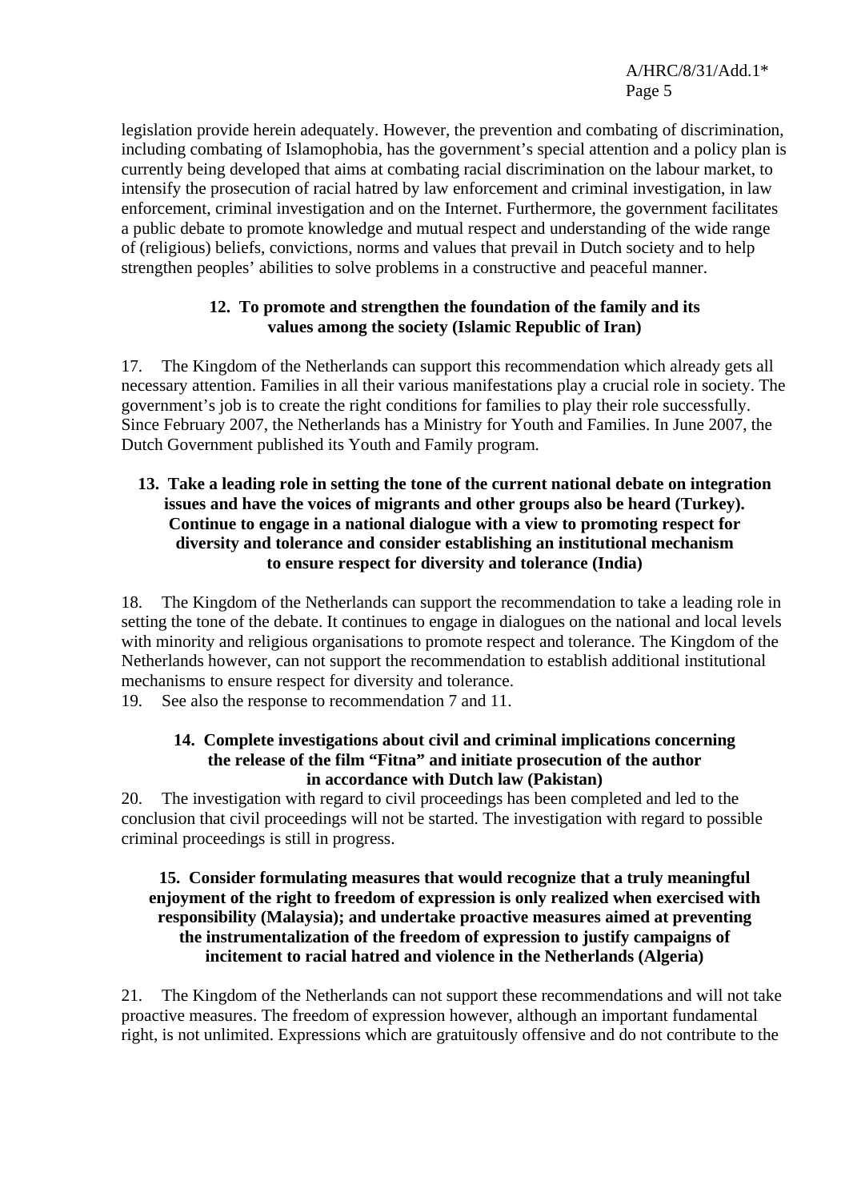legislation provide herein adequately. However, the prevention and combating of discrimination, including combating of Islamophobia, has the government's special attention and a policy plan is currently being developed that aims at combating racial discrimination on the labour market, to intensify the prosecution of racial hatred by law enforcement and criminal investigation, in law enforcement, criminal investigation and on the Internet. Furthermore, the government facilitates a public debate to promote knowledge and mutual respect and understanding of the wide range of (religious) beliefs, convictions, norms and values that prevail in Dutch society and to help strengthen peoples' abilities to solve problems in a constructive and peaceful manner.

**12. To promote and strengthen the foundation of the family and its values among the society (Islamic Republic of Iran)**

17. The Kingdom of the Netherlands can support this recommendation which already gets all necessary attention. Families in all their various manifestations play a crucial role in society. The government's job is to create the right conditions for families to play their role successfully. Since February 2007, the Netherlands has a Ministry for Youth and Families. In June 2007, the Dutch Government published its Youth and Family program.

**13. Take a leading role in setting the tone of the current national debate on integration issues and have the voices of migrants and other groups also be heard (Turkey). Continue to engage in a national dialogue with a view to promoting respect for diversity and tolerance and consider establishing an institutional mechanism to ensure respect for diversity and tolerance (India)**

18. The Kingdom of the Netherlands can support the recommendation to take a leading role in setting the tone of the debate. It continues to engage in dialogues on the national and local levels with minority and religious organisations to promote respect and tolerance. The Kingdom of the Netherlands however, can not support the recommendation to establish additional institutional mechanisms to ensure respect for diversity and tolerance.

19. See also the response to recommendation 7 and 11.

**14. Complete investigations about civil and criminal implications concerning the release of the film "Fitna" and initiate prosecution of the author in accordance with Dutch law (Pakistan)**

20. The investigation with regard to civil proceedings has been completed and led to the conclusion that civil proceedings will not be started. The investigation with regard to possible criminal proceedings is still in progress.

**15. Consider formulating measures that would recognize that a truly meaningful enjoyment of the right to freedom of expression is only realized when exercised with responsibility (Malaysia); and undertake proactive measures aimed at preventing the instrumentalization of the freedom of expression to justify campaigns of incitement to racial hatred and violence in the Netherlands (Algeria)**

21. The Kingdom of the Netherlands can not support these recommendations and will not take proactive measures. The freedom of expression however, although an important fundamental right, is not unlimited. Expressions which are gratuitously offensive and do not contribute to the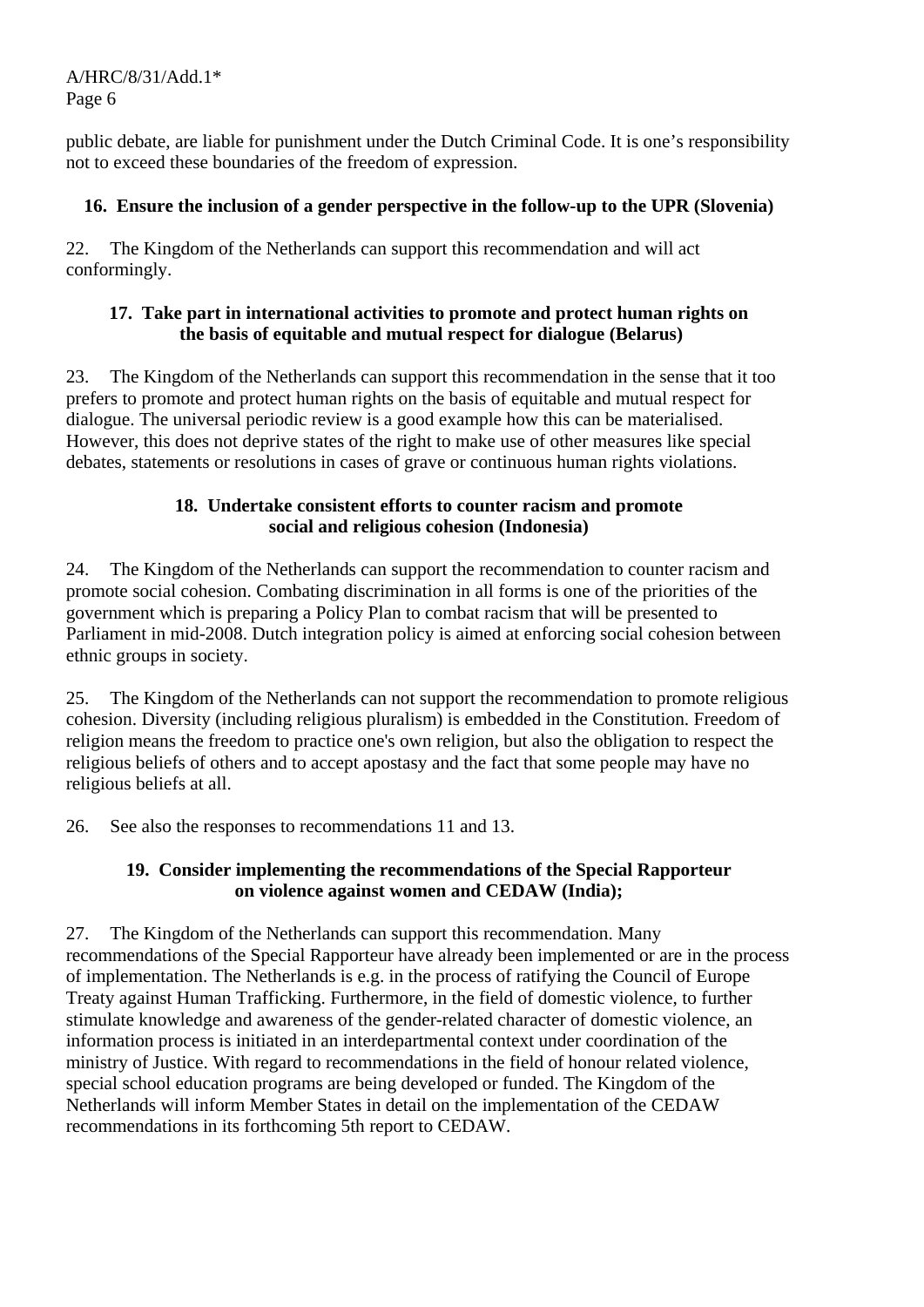public debate, are liable for punishment under the Dutch Criminal Code. It is one's responsibility not to exceed these boundaries of the freedom of expression.

**16. Ensure the inclusion of a gender perspective in the follow-up to the UPR (Slovenia)**

22. The Kingdom of the Netherlands can support this recommendation and will act conformingly.

**17. Take part in international activities to promote and protect human rights on the basis of equitable and mutual respect for dialogue (Belarus)**

23. The Kingdom of the Netherlands can support this recommendation in the sense that it too prefers to promote and protect human rights on the basis of equitable and mutual respect for dialogue. The universal periodic review is a good example how this can be materialised. However, this does not deprive states of the right to make use of other measures like special debates, statements or resolutions in cases of grave or continuous human rights violations.

**18. Undertake consistent efforts to counter racism and promote social and religious cohesion (Indonesia)**

24. The Kingdom of the Netherlands can support the recommendation to counter racism and promote social cohesion. Combating discrimination in all forms is one of the priorities of the government which is preparing a Policy Plan to combat racism that will be presented to Parliament in mid-2008. Dutch integration policy is aimed at enforcing social cohesion between ethnic groups in society.

25. The Kingdom of the Netherlands can not support the recommendation to promote religious cohesion. Diversity (including religious pluralism) is embedded in the Constitution. Freedom of religion means the freedom to practice one's own religion, but also the obligation to respect the religious beliefs of others and to accept apostasy and the fact that some people may have no religious beliefs at all.

26. See also the responses to recommendations 11 and 13.

**19. Consider implementing the recommendations of the Special Rapporteur on violence against women and CEDAW (India);**

27. The Kingdom of the Netherlands can support this recommendation. Many recommendations of the Special Rapporteur have already been implemented or are in the process of implementation. The Netherlands is e.g. in the process of ratifying the Council of Europe Treaty against Human Trafficking. Furthermore, in the field of domestic violence, to further stimulate knowledge and awareness of the gender-related character of domestic violence, an information process is initiated in an interdepartmental context under coordination of the ministry of Justice. With regard to recommendations in the field of honour related violence, special school education programs are being developed or funded. The Kingdom of the Netherlands will inform Member States in detail on the implementation of the CEDAW recommendations in its forthcoming 5th report to CEDAW.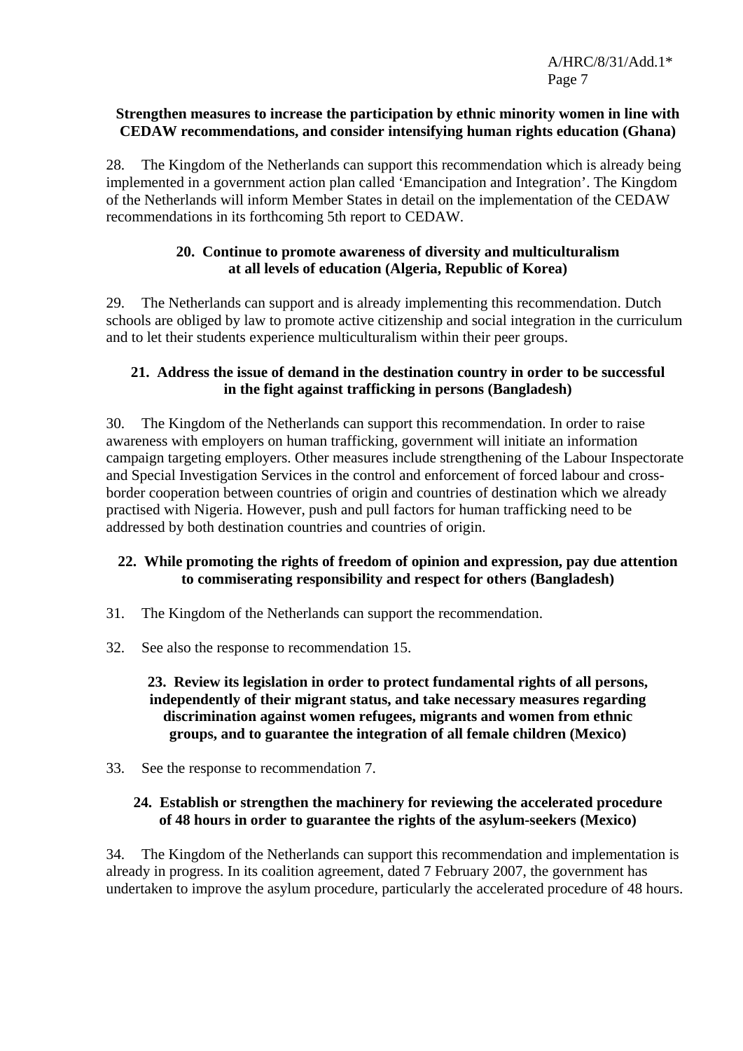**Strengthen measures to increase the participation by ethnic minority women in line with CEDAW recommendations, and consider intensifying human rights education (Ghana)**

28. The Kingdom of the Netherlands can support this recommendation which is already being implemented in a government action plan called 'Emancipation and Integration'. The Kingdom of the Netherlands will inform Member States in detail on the implementation of the CEDAW recommendations in its forthcoming 5th report to CEDAW.

**20. Continue to promote awareness of diversity and multiculturalism at all levels of education (Algeria, Republic of Korea)**

29. The Netherlands can support and is already implementing this recommendation. Dutch schools are obliged by law to promote active citizenship and social integration in the curriculum and to let their students experience multiculturalism within their peer groups.

**21. Address the issue of demand in the destination country in order to be successful in the fight against trafficking in persons (Bangladesh)**

30. The Kingdom of the Netherlands can support this recommendation. In order to raise awareness with employers on human trafficking, government will initiate an information campaign targeting employers. Other measures include strengthening of the Labour Inspectorate and Special Investigation Services in the control and enforcement of forced labour and cross-border cooperation between countries of origin and countries of destination which we already practised with Nigeria. However, push and pull factors for human trafficking need to be addressed by both destination countries and countries of origin.

**22. While promoting the rights of freedom of opinion and expression, pay due attention to commiserating responsibility and respect for others (Bangladesh)**

31. The Kingdom of the Netherlands can support the recommendation.

32. See also the response to recommendation 15.

**23. Review its legislation in order to protect fundamental rights of all persons, independently of their migrant status, and take necessary measures regarding discrimination against women refugees, migrants and women from ethnic groups, and to guarantee the integration of all female children (Mexico)**

33. See the response to recommendation 7.

**24. Establish or strengthen the machinery for reviewing the accelerated procedure of 48 hours in order to guarantee the rights of the asylum-seekers (Mexico)**

34. The Kingdom of the Netherlands can support this recommendation and implementation is already in progress. In its coalition agreement, dated 7 February 2007, the government has undertaken to improve the asylum procedure, particularly the accelerated procedure of 48 hours.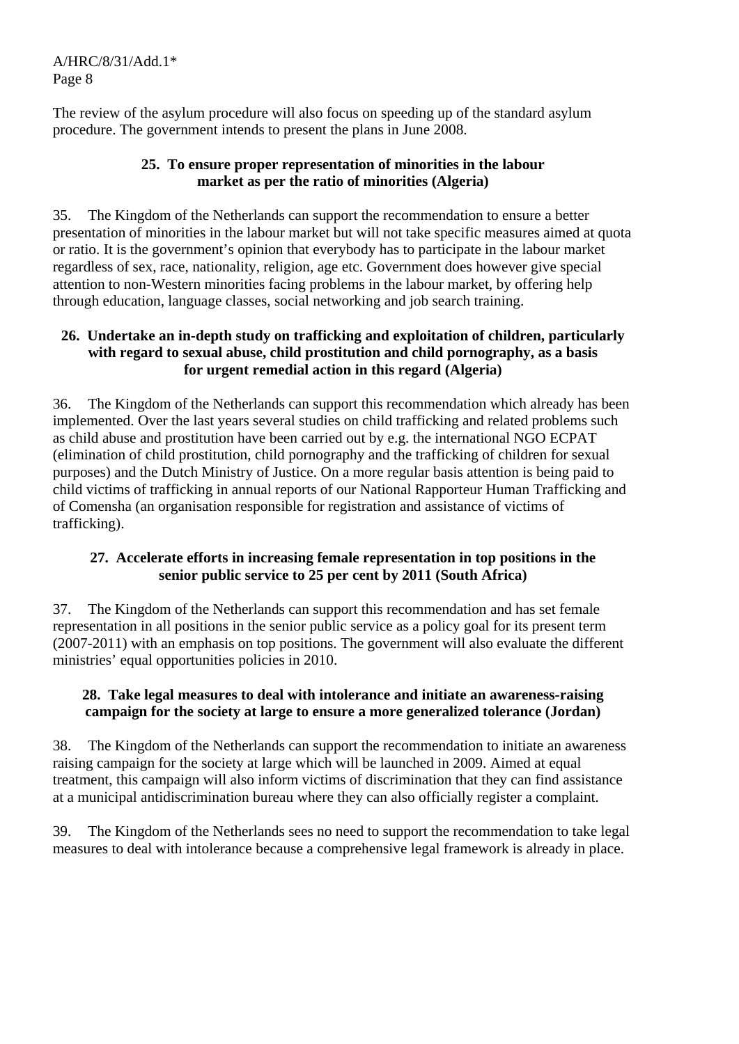The review of the asylum procedure will also focus on speeding up of the standard asylum procedure. The government intends to present the plans in June 2008.

**25. To ensure proper representation of minorities in the labour market as per the ratio of minorities (Algeria)**

35. The Kingdom of the Netherlands can support the recommendation to ensure a better presentation of minorities in the labour market but will not take specific measures aimed at quota or ratio. It is the government's opinion that everybody has to participate in the labour market regardless of sex, race, nationality, religion, age etc. Government does however give special attention to non-Western minorities facing problems in the labour market, by offering help through education, language classes, social networking and job search training.

**26. Undertake an in-depth study on trafficking and exploitation of children, particularly with regard to sexual abuse, child prostitution and child pornography, as a basis for urgent remedial action in this regard (Algeria)**

36. The Kingdom of the Netherlands can support this recommendation which already has been implemented. Over the last years several studies on child trafficking and related problems such as child abuse and prostitution have been carried out by e.g. the international NGO ECPAT (elimination of child prostitution, child pornography and the trafficking of children for sexual purposes) and the Dutch Ministry of Justice. On a more regular basis attention is being paid to child victims of trafficking in annual reports of our National Rapporteur Human Trafficking and of Comensha (an organisation responsible for registration and assistance of victims of trafficking).

**27. Accelerate efforts in increasing female representation in top positions in the senior public service to 25 per cent by 2011 (South Africa)**

37. The Kingdom of the Netherlands can support this recommendation and has set female representation in all positions in the senior public service as a policy goal for its present term (2007-2011) with an emphasis on top positions. The government will also evaluate the different ministries' equal opportunities policies in 2010.

**28. Take legal measures to deal with intolerance and initiate an awareness-raising campaign for the society at large to ensure a more generalized tolerance (Jordan)**

38. The Kingdom of the Netherlands can support the recommendation to initiate an awareness raising campaign for the society at large which will be launched in 2009. Aimed at equal treatment, this campaign will also inform victims of discrimination that they can find assistance at a municipal antidiscrimination bureau where they can also officially register a complaint.

39. The Kingdom of the Netherlands sees no need to support the recommendation to take legal measures to deal with intolerance because a comprehensive legal framework is already in place.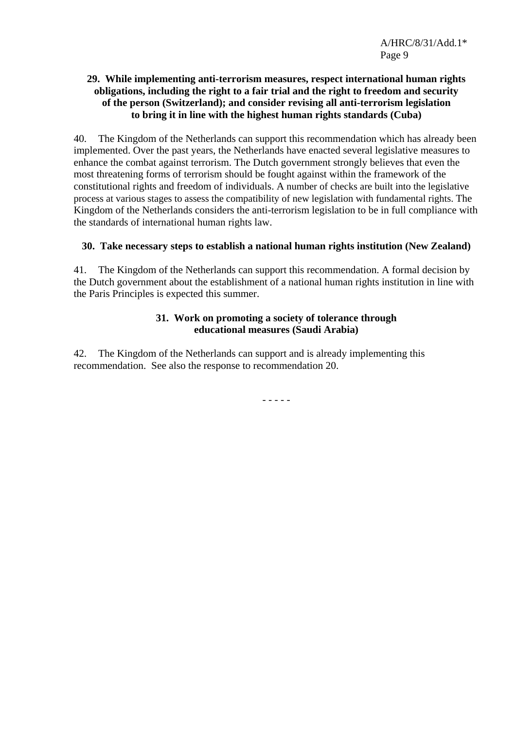**29. While implementing anti-terrorism measures, respect international human rights obligations, including the right to a fair trial and the right to freedom and security of the person (Switzerland); and consider revising all anti-terrorism legislation to bring it in line with the highest human rights standards (Cuba)**

40. The Kingdom of the Netherlands can support this recommendation which has already been implemented. Over the past years, the Netherlands have enacted several legislative measures to enhance the combat against terrorism. The Dutch government strongly believes that even the most threatening forms of terrorism should be fought against within the framework of the constitutional rights and freedom of individuals. A number of checks are built into the legislative process at various stages to assess the compatibility of new legislation with fundamental rights. The Kingdom of the Netherlands considers the anti-terrorism legislation to be in full compliance with the standards of international human rights law.

**30. Take necessary steps to establish a national human rights institution (New Zealand)**

41. The Kingdom of the Netherlands can support this recommendation. A formal decision by the Dutch government about the establishment of a national human rights institution in line with the Paris Principles is expected this summer.

**31. Work on promoting a society of tolerance through educational measures (Saudi Arabia)**

42. The Kingdom of the Netherlands can support and is already implementing this recommendation. See also the response to recommendation 20.

- - - - -